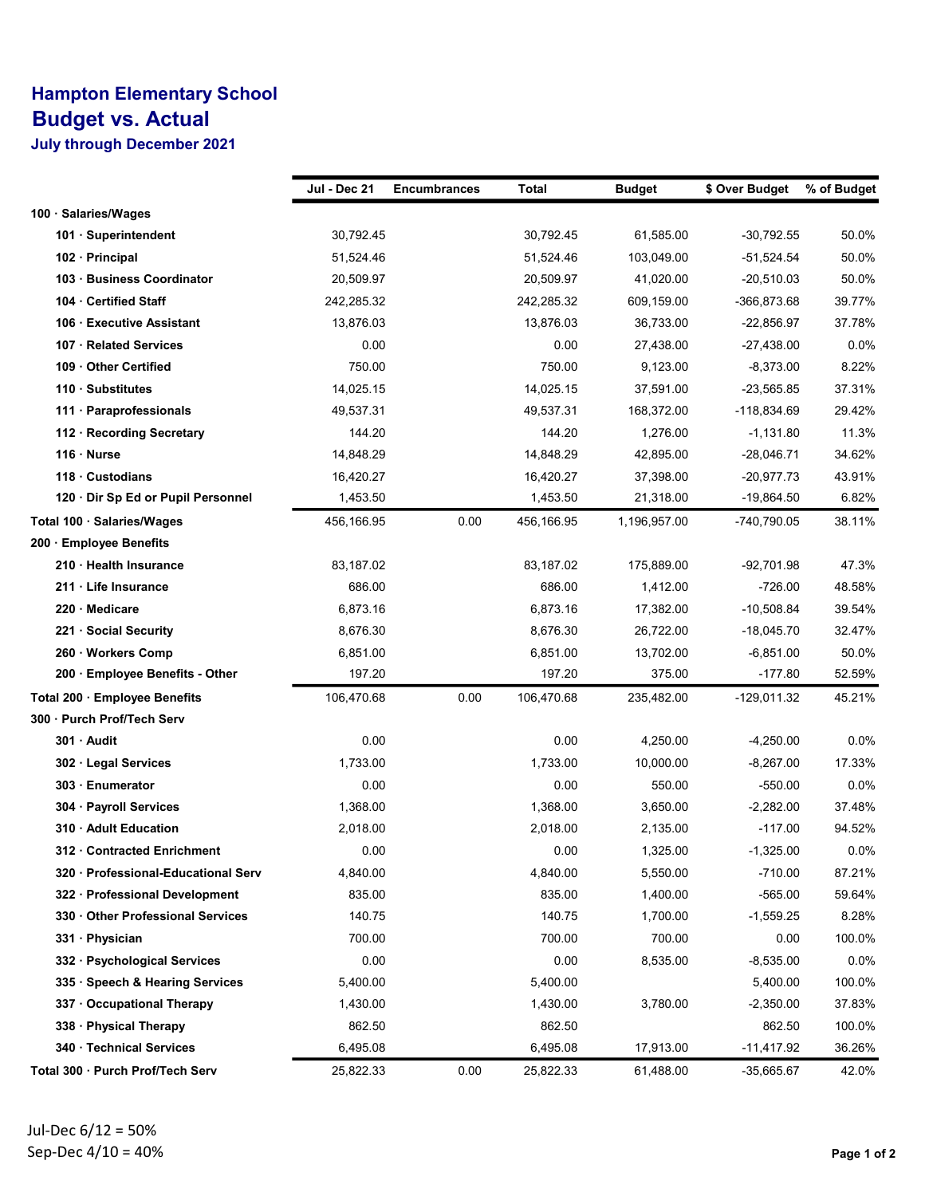# Hampton Elementary School

## Budget vs. Actual

### July through December 2021

| | Jul - Dec 21 | Encumbrances | Total | Budget | $ Over Budget | % of Budget |
|---|---|---|---|---|---|---|
| **100 · Salaries/Wages** | | | | | | |
| **101 · Superintendent** | 30,792.45 | | 30,792.45 | 61,585.00 | -30,792.55 | 50.0% |
| **102 · Principal** | 51,524.46 | | 51,524.46 | 103,049.00 | -51,524.54 | 50.0% |
| **103 · Business Coordinator** | 20,509.97 | | 20,509.97 | 41,020.00 | -20,510.03 | 50.0% |
| **104 · Certified Staff** | 242,285.32 | | 242,285.32 | 609,159.00 | -366,873.68 | 39.77% |
| **106 · Executive Assistant** | 13,876.03 | | 13,876.03 | 36,733.00 | -22,856.97 | 37.78% |
| **107 · Related Services** | 0.00 | | 0.00 | 27,438.00 | -27,438.00 | 0.0% |
| **109 · Other Certified** | 750.00 | | 750.00 | 9,123.00 | -8,373.00 | 8.22% |
| **110 · Substitutes** | 14,025.15 | | 14,025.15 | 37,591.00 | -23,565.85 | 37.31% |
| **111 · Paraprofessionals** | 49,537.31 | | 49,537.31 | 168,372.00 | -118,834.69 | 29.42% |
| **112 · Recording Secretary** | 144.20 | | 144.20 | 1,276.00 | -1,131.80 | 11.3% |
| **116 · Nurse** | 14,848.29 | | 14,848.29 | 42,895.00 | -28,046.71 | 34.62% |
| **118 · Custodians** | 16,420.27 | | 16,420.27 | 37,398.00 | -20,977.73 | 43.91% |
| **120 · Dir Sp Ed or Pupil Personnel** | 1,453.50 | | 1,453.50 | 21,318.00 | -19,864.50 | 6.82% |
| **Total 100 · Salaries/Wages** | 456,166.95 | 0.00 | 456,166.95 | 1,196,957.00 | -740,790.05 | 38.11% |
| **200 · Employee Benefits** | | | | | | |
| **210 · Health Insurance** | 83,187.02 | | 83,187.02 | 175,889.00 | -92,701.98 | 47.3% |
| **211 · Life Insurance** | 686.00 | | 686.00 | 1,412.00 | -726.00 | 48.58% |
| **220 · Medicare** | 6,873.16 | | 6,873.16 | 17,382.00 | -10,508.84 | 39.54% |
| **221 · Social Security** | 8,676.30 | | 8,676.30 | 26,722.00 | -18,045.70 | 32.47% |
| **260 · Workers Comp** | 6,851.00 | | 6,851.00 | 13,702.00 | -6,851.00 | 50.0% |
| **200 · Employee Benefits - Other** | 197.20 | | 197.20 | 375.00 | -177.80 | 52.59% |
| **Total 200 · Employee Benefits** | 106,470.68 | 0.00 | 106,470.68 | 235,482.00 | -129,011.32 | 45.21% |
| **300 · Purch Prof/Tech Serv** | | | | | | |
| **301 · Audit** | 0.00 | | 0.00 | 4,250.00 | -4,250.00 | 0.0% |
| **302 · Legal Services** | 1,733.00 | | 1,733.00 | 10,000.00 | -8,267.00 | 17.33% |
| **303 · Enumerator** | 0.00 | | 0.00 | 550.00 | -550.00 | 0.0% |
| **304 · Payroll Services** | 1,368.00 | | 1,368.00 | 3,650.00 | -2,282.00 | 37.48% |
| **310 · Adult Education** | 2,018.00 | | 2,018.00 | 2,135.00 | -117.00 | 94.52% |
| **312 · Contracted Enrichment** | 0.00 | | 0.00 | 1,325.00 | -1,325.00 | 0.0% |
| **320 · Professional-Educational Serv** | 4,840.00 | | 4,840.00 | 5,550.00 | -710.00 | 87.21% |
| **322 · Professional Development** | 835.00 | | 835.00 | 1,400.00 | -565.00 | 59.64% |
| **330 · Other Professional Services** | 140.75 | | 140.75 | 1,700.00 | -1,559.25 | 8.28% |
| **331 · Physician** | 700.00 | | 700.00 | 700.00 | 0.00 | 100.0% |
| **332 · Psychological Services** | 0.00 | | 0.00 | 8,535.00 | -8,535.00 | 0.0% |
| **335 · Speech & Hearing Services** | 5,400.00 | | 5,400.00 | | 5,400.00 | 100.0% |
| **337 · Occupational Therapy** | 1,430.00 | | 1,430.00 | 3,780.00 | -2,350.00 | 37.83% |
| **338 · Physical Therapy** | 862.50 | | 862.50 | | 862.50 | 100.0% |
| **340 · Technical Services** | 6,495.08 | | 6,495.08 | 17,913.00 | -11,417.92 | 36.26% |
| **Total 300 · Purch Prof/Tech Serv** | 25,822.33 | 0.00 | 25,822.33 | 61,488.00 | -35,665.67 | 42.0% |

Jul-Dec 6/12 = 50%
Sep-Dec 4/10 = 40%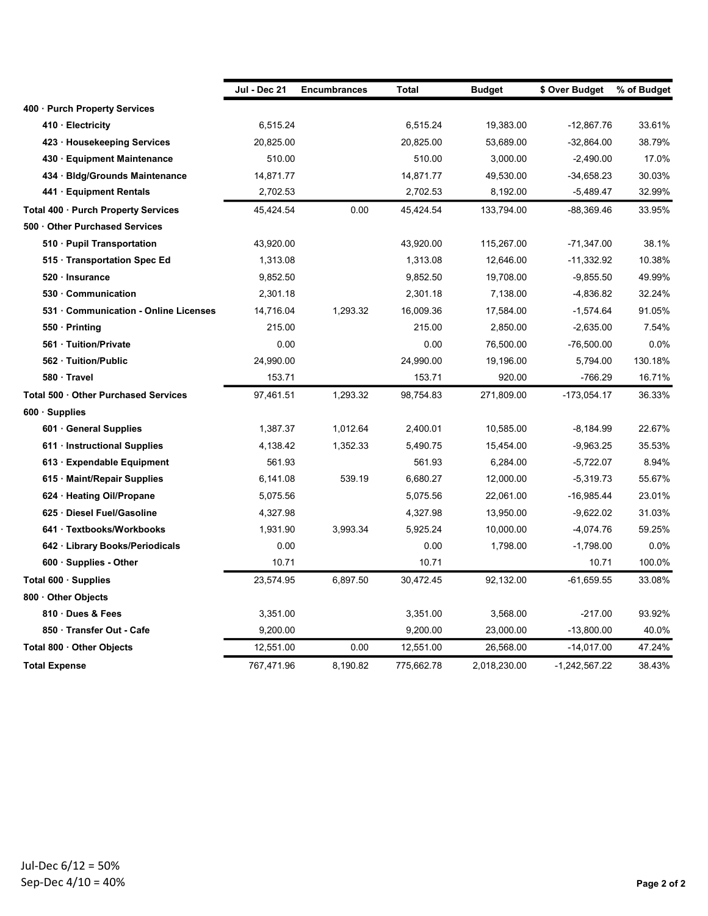| | Jul - Dec 21 | Encumbrances | Total | Budget | $ Over Budget | % of Budget |
|---|---|---|---|---|---|---|
| **400 · Purch Property Services** | | | | | | |
| **410 · Electricity** | 6,515.24 | | 6,515.24 | 19,383.00 | -12,867.76 | 33.61% |
| **423 · Housekeeping Services** | 20,825.00 | | 20,825.00 | 53,689.00 | -32,864.00 | 38.79% |
| **430 · Equipment Maintenance** | 510.00 | | 510.00 | 3,000.00 | -2,490.00 | 17.0% |
| **434 · Bldg/Grounds Maintenance** | 14,871.77 | | 14,871.77 | 49,530.00 | -34,658.23 | 30.03% |
| **441 · Equipment Rentals** | 2,702.53 | | 2,702.53 | 8,192.00 | -5,489.47 | 32.99% |
| **Total 400 · Purch Property Services** | 45,424.54 | 0.00 | 45,424.54 | 133,794.00 | -88,369.46 | 33.95% |
| **500 · Other Purchased Services** | | | | | | |
| **510 · Pupil Transportation** | 43,920.00 | | 43,920.00 | 115,267.00 | -71,347.00 | 38.1% |
| **515 · Transportation Spec Ed** | 1,313.08 | | 1,313.08 | 12,646.00 | -11,332.92 | 10.38% |
| **520 · Insurance** | 9,852.50 | | 9,852.50 | 19,708.00 | -9,855.50 | 49.99% |
| **530 · Communication** | 2,301.18 | | 2,301.18 | 7,138.00 | -4,836.82 | 32.24% |
| **531 · Communication - Online Licenses** | 14,716.04 | 1,293.32 | 16,009.36 | 17,584.00 | -1,574.64 | 91.05% |
| **550 · Printing** | 215.00 | | 215.00 | 2,850.00 | -2,635.00 | 7.54% |
| **561 · Tuition/Private** | 0.00 | | 0.00 | 76,500.00 | -76,500.00 | 0.0% |
| **562 · Tuition/Public** | 24,990.00 | | 24,990.00 | 19,196.00 | 5,794.00 | 130.18% |
| **580 · Travel** | 153.71 | | 153.71 | 920.00 | -766.29 | 16.71% |
| **Total 500 · Other Purchased Services** | 97,461.51 | 1,293.32 | 98,754.83 | 271,809.00 | -173,054.17 | 36.33% |
| **600 · Supplies** | | | | | | |
| **601 · General Supplies** | 1,387.37 | 1,012.64 | 2,400.01 | 10,585.00 | -8,184.99 | 22.67% |
| **611 · Instructional Supplies** | 4,138.42 | 1,352.33 | 5,490.75 | 15,454.00 | -9,963.25 | 35.53% |
| **613 · Expendable Equipment** | 561.93 | | 561.93 | 6,284.00 | -5,722.07 | 8.94% |
| **615 · Maint/Repair Supplies** | 6,141.08 | 539.19 | 6,680.27 | 12,000.00 | -5,319.73 | 55.67% |
| **624 · Heating Oil/Propane** | 5,075.56 | | 5,075.56 | 22,061.00 | -16,985.44 | 23.01% |
| **625 · Diesel Fuel/Gasoline** | 4,327.98 | | 4,327.98 | 13,950.00 | -9,622.02 | 31.03% |
| **641 · Textbooks/Workbooks** | 1,931.90 | 3,993.34 | 5,925.24 | 10,000.00 | -4,074.76 | 59.25% |
| **642 · Library Books/Periodicals** | 0.00 | | 0.00 | 1,798.00 | -1,798.00 | 0.0% |
| **600 · Supplies - Other** | 10.71 | | 10.71 | | 10.71 | 100.0% |
| **Total 600 · Supplies** | 23,574.95 | 6,897.50 | 30,472.45 | 92,132.00 | -61,659.55 | 33.08% |
| **800 · Other Objects** | | | | | | |
| **810 · Dues & Fees** | 3,351.00 | | 3,351.00 | 3,568.00 | -217.00 | 93.92% |
| **850 · Transfer Out - Cafe** | 9,200.00 | | 9,200.00 | 23,000.00 | -13,800.00 | 40.0% |
| **Total 800 · Other Objects** | 12,551.00 | 0.00 | 12,551.00 | 26,568.00 | -14,017.00 | 47.24% |
| **Total Expense** | 767,471.96 | 8,190.82 | 775,662.78 | 2,018,230.00 | -1,242,567.22 | 38.43% |

Jul-Dec 6/12 = 50%
Sep-Dec 4/10 = 40%